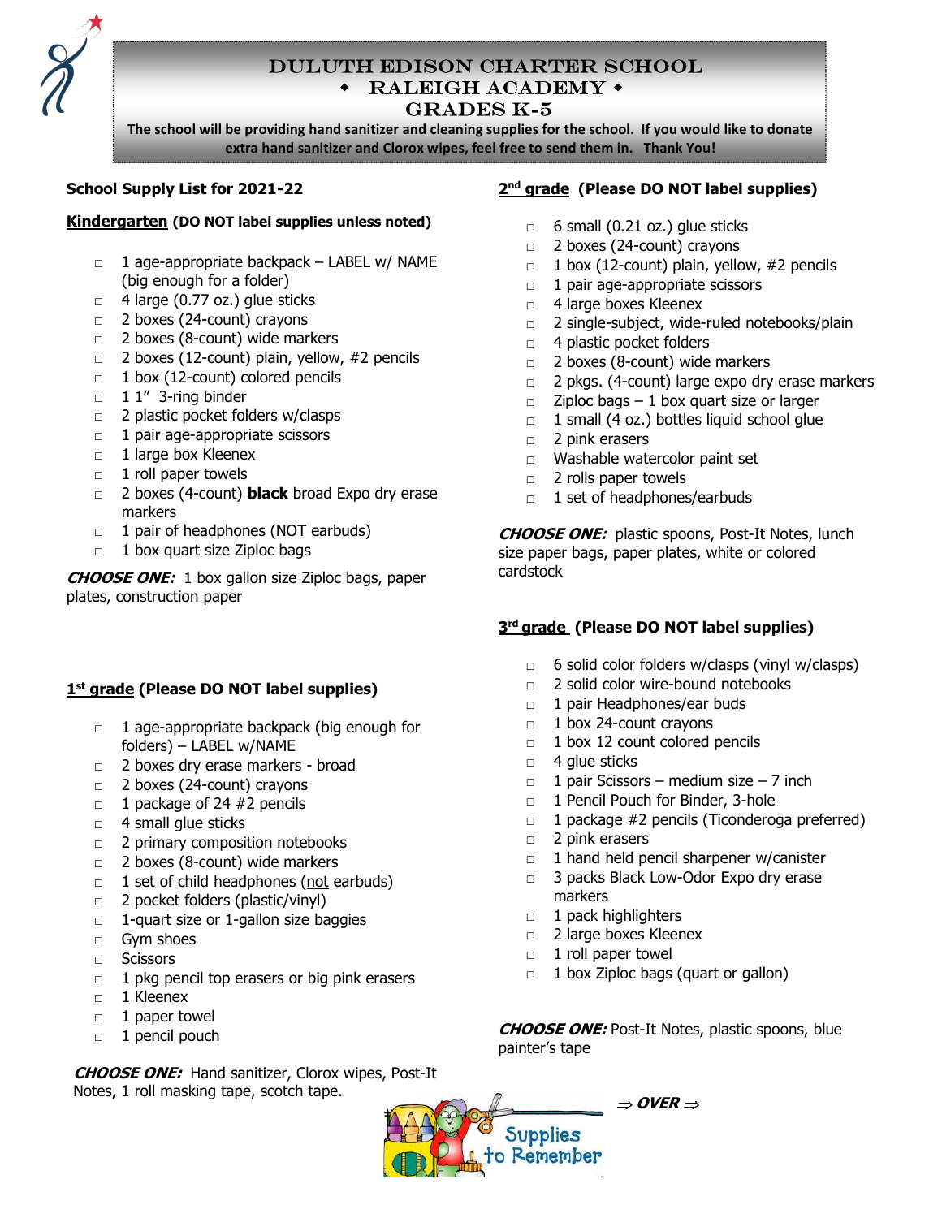# Duluth Edison Charter School

## ◆ Raleigh Academy ◆

## Grades K-5

**The school will be providing hand sanitizer and cleaning supplies for the school. If you would like to donate extra hand sanitizer and Clorox wipes, feel free to send them in. Thank You!**

**School Supply List for 2021-22**

**Kindergarten (DO NOT label supplies unless noted)**

- □ 1 age-appropriate backpack – LABEL w/ NAME (big enough for a folder)
- □ 4 large (0.77 oz.) glue sticks
- □ 2 boxes (24-count) crayons
- □ 2 boxes (8-count) wide markers
- □ 2 boxes (12-count) plain, yellow, #2 pencils
- □ 1 box (12-count) colored pencils
- □ 1 1" 3-ring binder
- □ 2 plastic pocket folders w/clasps
- □ 1 pair age-appropriate scissors
- □ 1 large box Kleenex
- □ 1 roll paper towels
- □ 2 boxes (4-count) **black** broad Expo dry erase markers
- □ 1 pair of headphones (NOT earbuds)
- □ 1 box quart size Ziploc bags

***CHOOSE ONE:*** 1 box gallon size Ziploc bags, paper plates, construction paper

**1st grade (Please DO NOT label supplies)**

- □ 1 age-appropriate backpack (big enough for folders) – LABEL w/NAME
- □ 2 boxes dry erase markers - broad
- □ 2 boxes (24-count) crayons
- □ 1 package of 24 #2 pencils
- □ 4 small glue sticks
- □ 2 primary composition notebooks
- □ 2 boxes (8-count) wide markers
- □ 1 set of child headphones (not earbuds)
- □ 2 pocket folders (plastic/vinyl)
- □ 1-quart size or 1-gallon size baggies
- □ Gym shoes
- □ Scissors
- □ 1 pkg pencil top erasers or big pink erasers
- □ 1 Kleenex
- □ 1 paper towel
- □ 1 pencil pouch

***CHOOSE ONE:*** Hand sanitizer, Clorox wipes, Post-It Notes, 1 roll masking tape, scotch tape.

**2nd grade (Please DO NOT label supplies)**

- □ 6 small (0.21 oz.) glue sticks
- □ 2 boxes (24-count) crayons
- □ 1 box (12-count) plain, yellow, #2 pencils
- □ 1 pair age-appropriate scissors
- □ 4 large boxes Kleenex
- □ 2 single-subject, wide-ruled notebooks/plain
- □ 4 plastic pocket folders
- □ 2 boxes (8-count) wide markers
- □ 2 pkgs. (4-count) large expo dry erase markers
- □ Ziploc bags – 1 box quart size or larger
- □ 1 small (4 oz.) bottles liquid school glue
- □ 2 pink erasers
- □ Washable watercolor paint set
- □ 2 rolls paper towels
- □ 1 set of headphones/earbuds

***CHOOSE ONE:*** plastic spoons, Post-It Notes, lunch size paper bags, paper plates, white or colored cardstock

**3rd grade (Please DO NOT label supplies)**

- □ 6 solid color folders w/clasps (vinyl w/clasps)
- □ 2 solid color wire-bound notebooks
- □ 1 pair Headphones/ear buds
- □ 1 box 24-count crayons
- □ 1 box 12 count colored pencils
- □ 4 glue sticks
- □ 1 pair Scissors – medium size – 7 inch
- □ 1 Pencil Pouch for Binder, 3-hole
- □ 1 package #2 pencils (Ticonderoga preferred)
- □ 2 pink erasers
- □ 1 hand held pencil sharpener w/canister
- □ 3 packs Black Low-Odor Expo dry erase markers
- □ 1 pack highlighters
- □ 2 large boxes Kleenex
- □ 1 roll paper towel
- □ 1 box Ziploc bags (quart or gallon)

***CHOOSE ONE:*** Post-It Notes, plastic spoons, blue painter's tape

***⇒ OVER ⇒***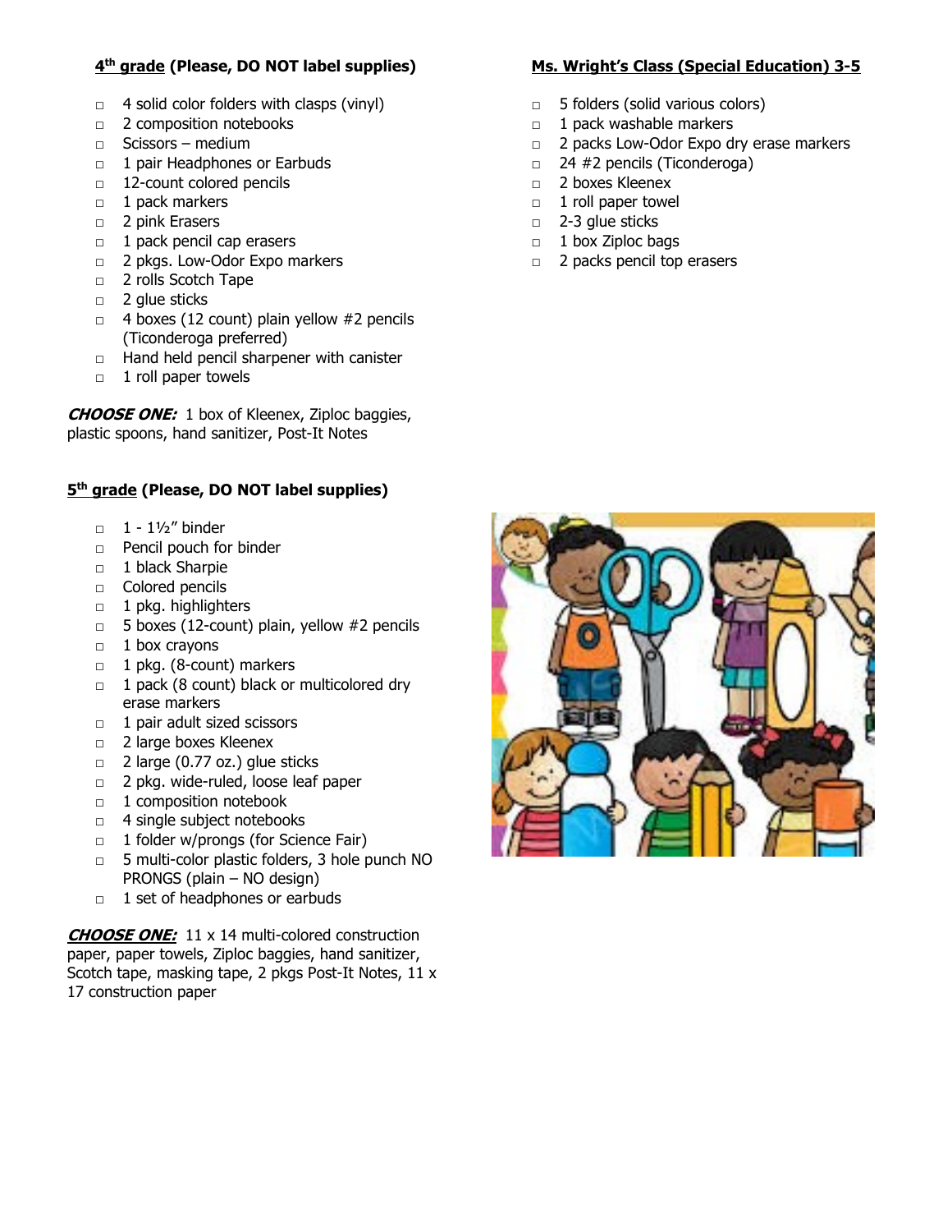## 4th grade (Please, DO NOT label supplies)

- 4 solid color folders with clasps (vinyl)
- 2 composition notebooks
- Scissors – medium
- 1 pair Headphones or Earbuds
- 12-count colored pencils
- 1 pack markers
- 2 pink Erasers
- 1 pack pencil cap erasers
- 2 pkgs. Low-Odor Expo markers
- 2 rolls Scotch Tape
- 2 glue sticks
- 4 boxes (12 count) plain yellow #2 pencils (Ticonderoga preferred)
- Hand held pencil sharpener with canister
- 1 roll paper towels

***CHOOSE ONE:*** 1 box of Kleenex, Ziploc baggies, plastic spoons, hand sanitizer, Post-It Notes

## 5th grade (Please, DO NOT label supplies)

- 1 - 1½" binder
- Pencil pouch for binder
- 1 black Sharpie
- Colored pencils
- 1 pkg. highlighters
- 5 boxes (12-count) plain, yellow #2 pencils
- 1 box crayons
- 1 pkg. (8-count) markers
- 1 pack (8 count) black or multicolored dry erase markers
- 1 pair adult sized scissors
- 2 large boxes Kleenex
- 2 large (0.77 oz.) glue sticks
- 2 pkg. wide-ruled, loose leaf paper
- 1 composition notebook
- 4 single subject notebooks
- 1 folder w/prongs (for Science Fair)
- 5 multi-color plastic folders, 3 hole punch NO PRONGS (plain – NO design)
- 1 set of headphones or earbuds

***CHOOSE ONE:*** 11 x 14 multi-colored construction paper, paper towels, Ziploc baggies, hand sanitizer, Scotch tape, masking tape, 2 pkgs Post-It Notes, 11 x 17 construction paper

## Ms. Wright's Class (Special Education) 3-5

- 5 folders (solid various colors)
- 1 pack washable markers
- 2 packs Low-Odor Expo dry erase markers
- 24 #2 pencils (Ticonderoga)
- 2 boxes Kleenex
- 1 roll paper towel
- 2-3 glue sticks
- 1 box Ziploc bags
- 2 packs pencil top erasers